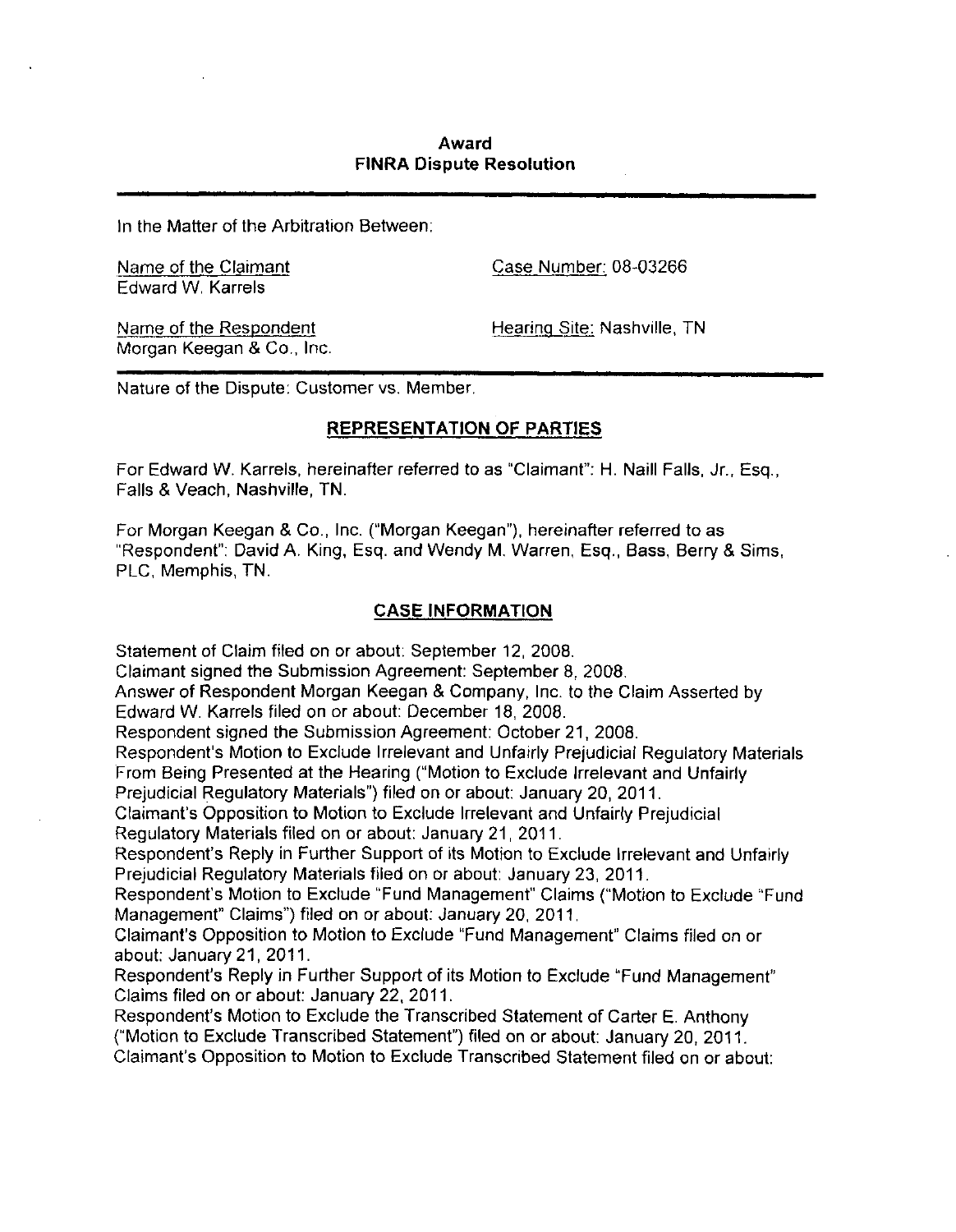# Award
## FINRA Dispute Resolution

In the Matter of the Arbitration Between:

Name of the Claimant
Edward W. Karrels

Case Number: 08-03266

Name of the Respondent
Morgan Keegan & Co., Inc.

Hearing Site: Nashville, TN

Nature of the Dispute: Customer vs. Member.

### REPRESENTATION OF PARTIES

For Edward W. Karrels, hereinafter referred to as "Claimant": H. Naill Falls, Jr., Esq., Falls & Veach, Nashville, TN.

For Morgan Keegan & Co., Inc. ("Morgan Keegan"), hereinafter referred to as "Respondent": David A. King, Esq. and Wendy M. Warren, Esq., Bass, Berry & Sims, PLC, Memphis, TN.

### CASE INFORMATION

Statement of Claim filed on or about: September 12, 2008.
Claimant signed the Submission Agreement: September 8, 2008.
Answer of Respondent Morgan Keegan & Company, Inc. to the Claim Asserted by Edward W. Karrels filed on or about: December 18, 2008.
Respondent signed the Submission Agreement: October 21, 2008.
Respondent's Motion to Exclude Irrelevant and Unfairly Prejudicial Regulatory Materials From Being Presented at the Hearing ("Motion to Exclude Irrelevant and Unfairly Prejudicial Regulatory Materials") filed on or about: January 20, 2011.
Claimant's Opposition to Motion to Exclude Irrelevant and Unfairly Prejudicial Regulatory Materials filed on or about: January 21, 2011.
Respondent's Reply in Further Support of its Motion to Exclude Irrelevant and Unfairly Prejudicial Regulatory Materials filed on or about: January 23, 2011.
Respondent's Motion to Exclude "Fund Management" Claims ("Motion to Exclude "Fund Management" Claims") filed on or about: January 20, 2011.
Claimant's Opposition to Motion to Exclude "Fund Management" Claims filed on or about: January 21, 2011.
Respondent's Reply in Further Support of its Motion to Exclude "Fund Management" Claims filed on or about: January 22, 2011.
Respondent's Motion to Exclude the Transcribed Statement of Carter E. Anthony ("Motion to Exclude Transcribed Statement") filed on or about: January 20, 2011.
Claimant's Opposition to Motion to Exclude Transcribed Statement filed on or about: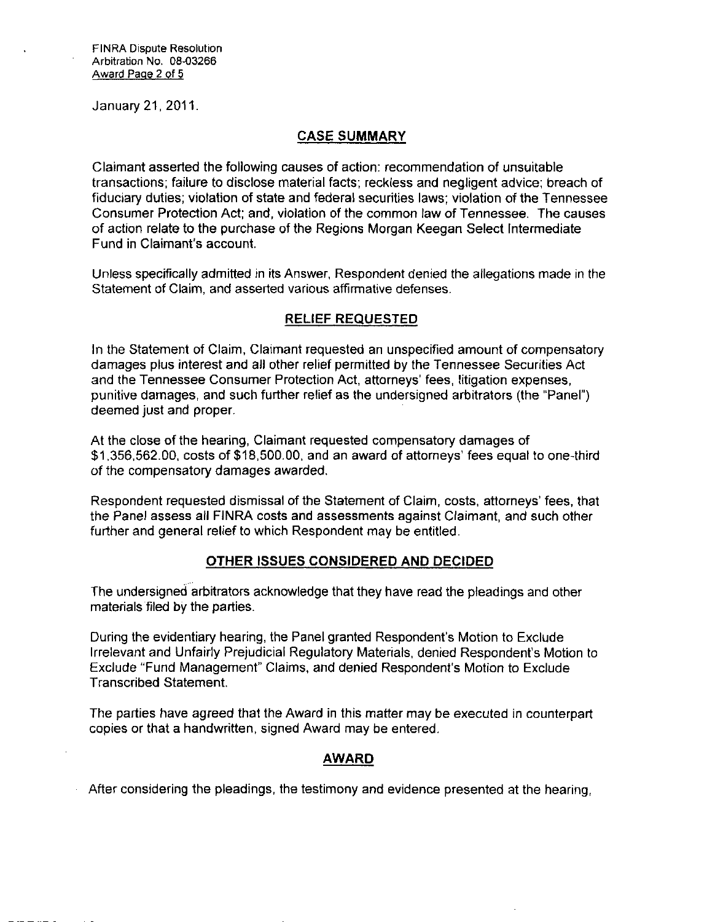January 21, 2011.

## CASE SUMMARY

Claimant asserted the following causes of action: recommendation of unsuitable transactions; failure to disclose material facts; reckless and negligent advice; breach of fiduciary duties; violation of state and federal securities laws; violation of the Tennessee Consumer Protection Act; and, violation of the common law of Tennessee. The causes of action relate to the purchase of the Regions Morgan Keegan Select Intermediate Fund in Claimant's account.

Unless specifically admitted in its Answer, Respondent denied the allegations made in the Statement of Claim, and asserted various affirmative defenses.

## RELIEF REQUESTED

In the Statement of Claim, Claimant requested an unspecified amount of compensatory damages plus interest and all other relief permitted by the Tennessee Securities Act and the Tennessee Consumer Protection Act, attorneys' fees, litigation expenses, punitive damages, and such further relief as the undersigned arbitrators (the "Panel") deemed just and proper.

At the close of the hearing, Claimant requested compensatory damages of $1,356,562.00, costs of $18,500.00, and an award of attorneys' fees equal to one-third of the compensatory damages awarded.

Respondent requested dismissal of the Statement of Claim, costs, attorneys' fees, that the Panel assess all FINRA costs and assessments against Claimant, and such other further and general relief to which Respondent may be entitled.

## OTHER ISSUES CONSIDERED AND DECIDED

The undersigned arbitrators acknowledge that they have read the pleadings and other materials filed by the parties.

During the evidentiary hearing, the Panel granted Respondent's Motion to Exclude Irrelevant and Unfairly Prejudicial Regulatory Materials, denied Respondent's Motion to Exclude "Fund Management" Claims, and denied Respondent's Motion to Exclude Transcribed Statement.

The parties have agreed that the Award in this matter may be executed in counterpart copies or that a handwritten, signed Award may be entered.

## AWARD

After considering the pleadings, the testimony and evidence presented at the hearing,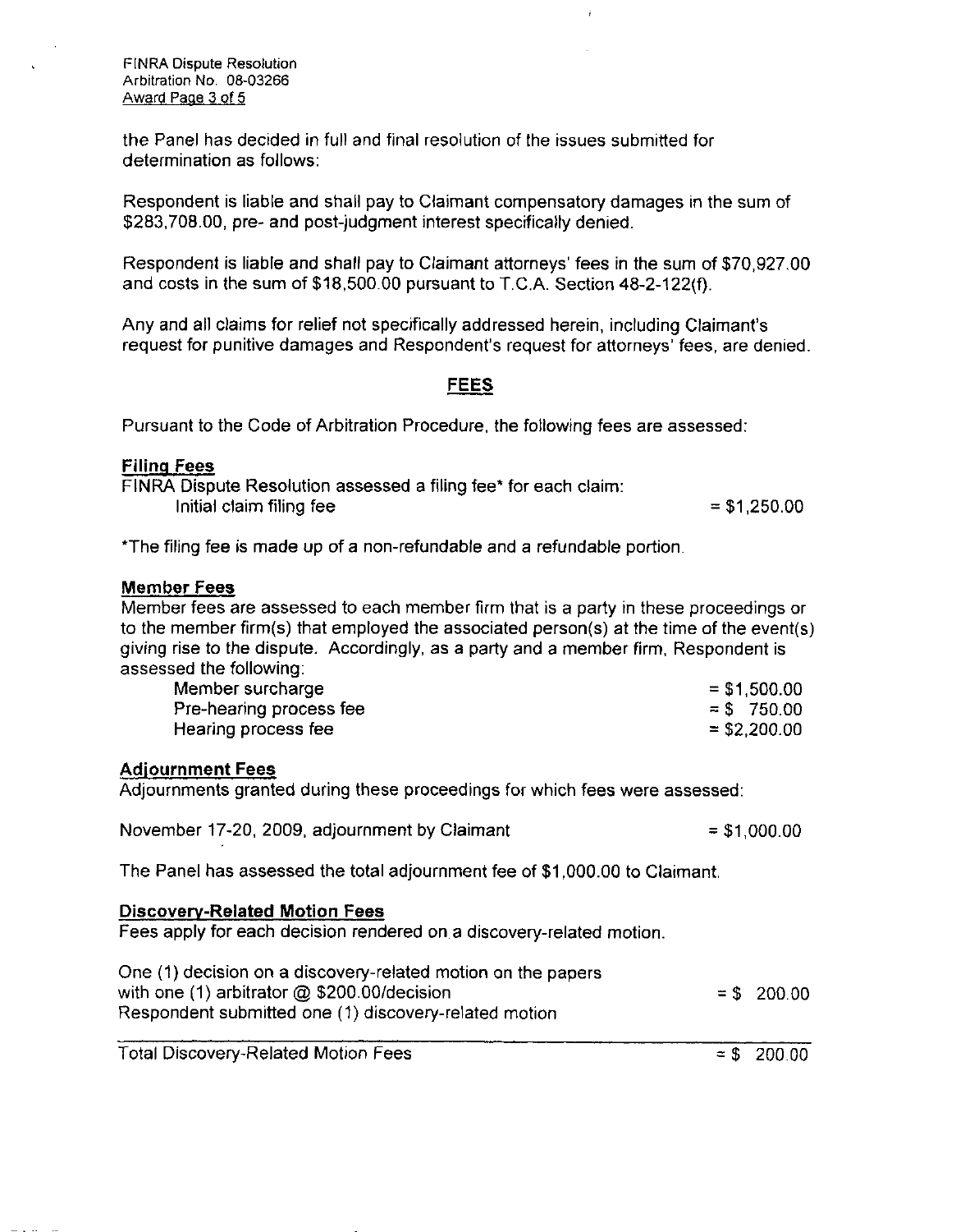the Panel has decided in full and final resolution of the issues submitted for determination as follows:

Respondent is liable and shall pay to Claimant compensatory damages in the sum of $283,708.00, pre- and post-judgment interest specifically denied.

Respondent is liable and shall pay to Claimant attorneys' fees in the sum of $70,927.00 and costs in the sum of $18,500.00 pursuant to T.C.A. Section 48-2-122(f).

Any and all claims for relief not specifically addressed herein, including Claimant's request for punitive damages and Respondent's request for attorneys' fees, are denied.

## FEES

Pursuant to the Code of Arbitration Procedure, the following fees are assessed:

**Filing Fees**

FINRA Dispute Resolution assessed a filing fee* for each claim:

| | |
|---|---|
| Initial claim filing fee | = $1,250.00 |

*The filing fee is made up of a non-refundable and a refundable portion.

**Member Fees**

Member fees are assessed to each member firm that is a party in these proceedings or to the member firm(s) that employed the associated person(s) at the time of the event(s) giving rise to the dispute. Accordingly, as a party and a member firm, Respondent is assessed the following:

| | |
|---|---|
| Member surcharge | = $1,500.00 |
| Pre-hearing process fee | = $ 750.00 |
| Hearing process fee | = $2,200.00 |

**Adjournment Fees**

Adjournments granted during these proceedings for which fees were assessed:

| | |
|---|---|
| November 17-20, 2009, adjournment by Claimant | = $1,000.00 |

The Panel has assessed the total adjournment fee of $1,000.00 to Claimant.

**Discovery-Related Motion Fees**

Fees apply for each decision rendered on a discovery-related motion.

| | |
|---|---|
| One (1) decision on a discovery-related motion on the papers with one (1) arbitrator @ $200.00/decision<br>Respondent submitted one (1) discovery-related motion | = $ 200.00 |
| Total Discovery-Related Motion Fees | = $ 200.00 |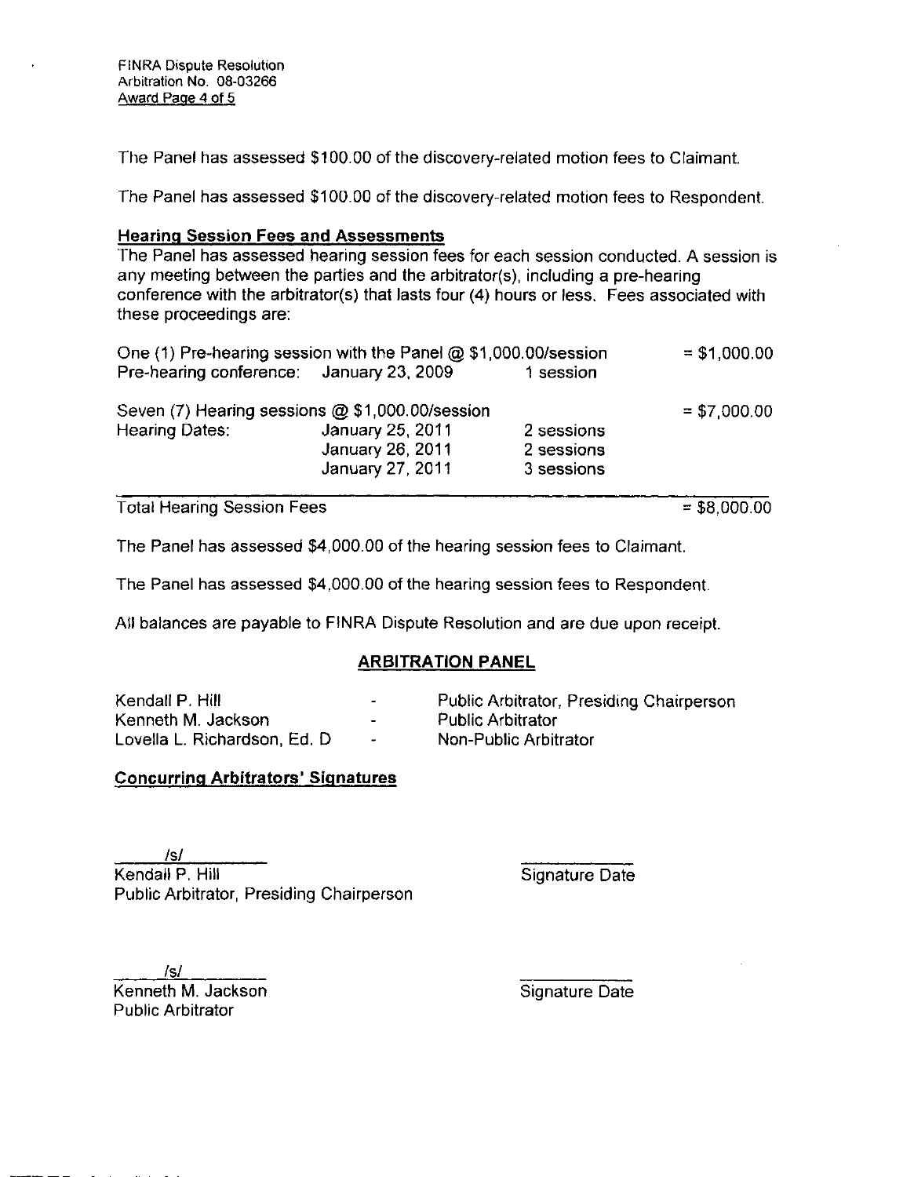The Panel has assessed $100.00 of the discovery-related motion fees to Claimant.

The Panel has assessed $100.00 of the discovery-related motion fees to Respondent.

**Hearing Session Fees and Assessments**

The Panel has assessed hearing session fees for each session conducted. A session is any meeting between the parties and the arbitrator(s), including a pre-hearing conference with the arbitrator(s) that lasts four (4) hours or less. Fees associated with these proceedings are:

| | | | |
|---|---|---|---|
| One (1) Pre-hearing session with the Panel @ $1,000.00/session | | | = $1,000.00 |
| Pre-hearing conference: | January 23, 2009 | 1 session | |
| Seven (7) Hearing sessions @ $1,000.00/session | | | = $7,000.00 |
| Hearing Dates: | January 25, 2011 | 2 sessions | |
| | January 26, 2011 | 2 sessions | |
| | January 27, 2011 | 3 sessions | |
| Total Hearing Session Fees | | | = $8,000.00 |

The Panel has assessed $4,000.00 of the hearing session fees to Claimant.

The Panel has assessed $4,000.00 of the hearing session fees to Respondent.

All balances are payable to FINRA Dispute Resolution and are due upon receipt.

## ARBITRATION PANEL

| | | |
|---|---|---|
| Kendall P. Hill | - | Public Arbitrator, Presiding Chairperson |
| Kenneth M. Jackson | - | Public Arbitrator |
| Lovella L. Richardson, Ed. D | - | Non-Public Arbitrator |

**Concurring Arbitrators' Signatures**

/s/
Kendall P. Hill
Public Arbitrator, Presiding Chairperson

Signature Date

/s/
Kenneth M. Jackson
Public Arbitrator

Signature Date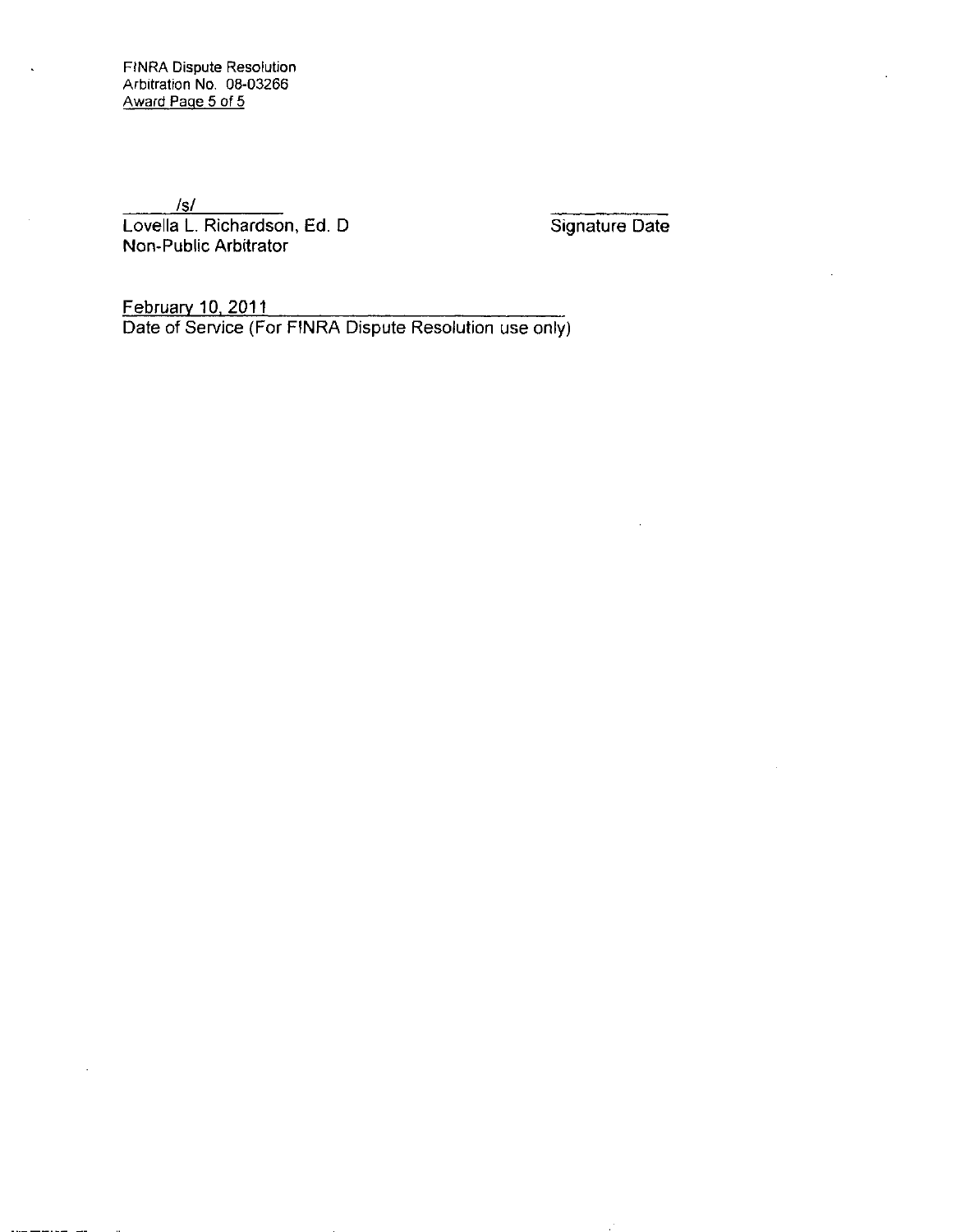FINRA Dispute Resolution
Arbitration No. 08-03266

/s/
Lovella L. Richardson, Ed. D
Non-Public Arbitrator

Signature Date

February 10, 2011
Date of Service (For FINRA Dispute Resolution use only)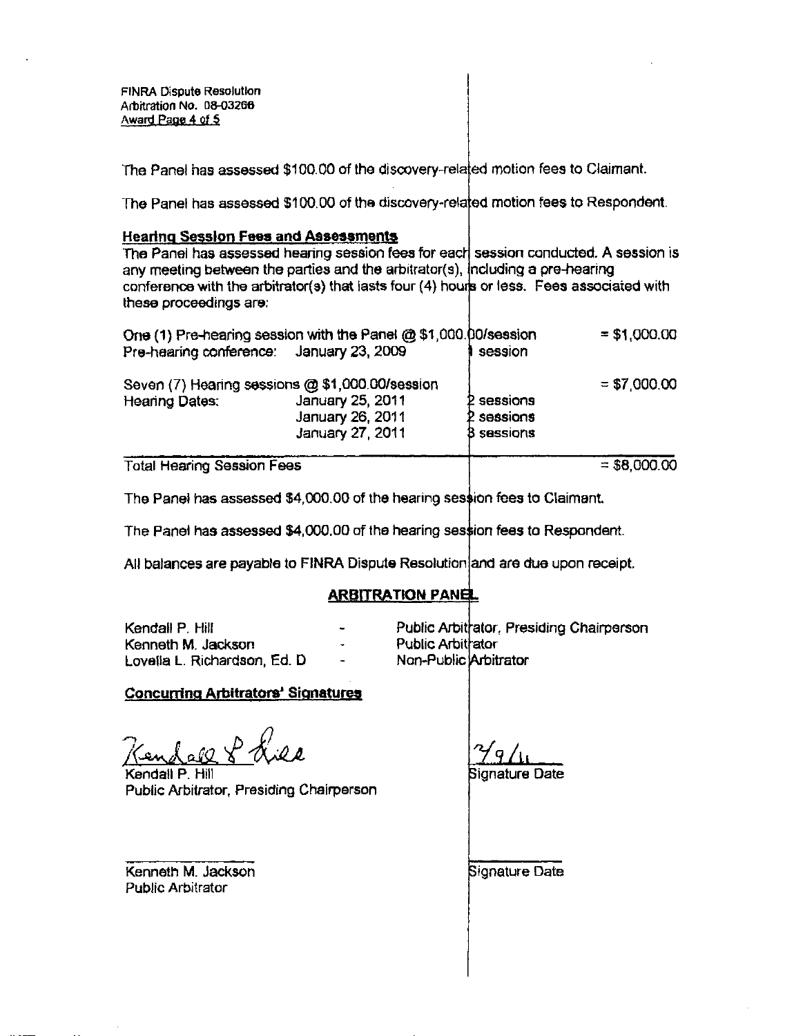The Panel has assessed $100.00 of the discovery-related motion fees to Claimant.

The Panel has assessed $100.00 of the discovery-related motion fees to Respondent.

**Hearing Session Fees and Assessments**

The Panel has assessed hearing session fees for each session conducted. A session is any meeting between the parties and the arbitrator(s), including a pre-hearing conference with the arbitrator(s) that lasts four (4) hours or less. Fees associated with these proceedings are:

| | | | |
|---|---|---|---|
| One (1) Pre-hearing session with the Panel @ $1,000.00/session | | | = $1,000.00 |
| Pre-hearing conference: | January 23, 2009 | 1 session | |
| Seven (7) Hearing sessions @ $1,000.00/session | | | = $7,000.00 |
| Hearing Dates: | January 25, 2011 | 2 sessions | |
| | January 26, 2011 | 2 sessions | |
| | January 27, 2011 | 3 sessions | |
| Total Hearing Session Fees | | | = $8,000.00 |

The Panel has assessed $4,000.00 of the hearing session fees to Claimant.

The Panel has assessed $4,000.00 of the hearing session fees to Respondent.

All balances are payable to FINRA Dispute Resolution and are due upon receipt.

**ARBITRATION PANEL**

| | | |
|---|---|---|
| Kendall P. Hill | - | Public Arbitrator, Presiding Chairperson |
| Kenneth M. Jackson | - | Public Arbitrator |
| Lovella L. Richardson, Ed. D | - | Non-Public Arbitrator |

**Concurring Arbitrators' Signatures**

Kendall P. Hill
Kendall P. Hill
Public Arbitrator, Presiding Chairperson

2/9/11
Signature Date

Kenneth M. Jackson
Public Arbitrator

Signature Date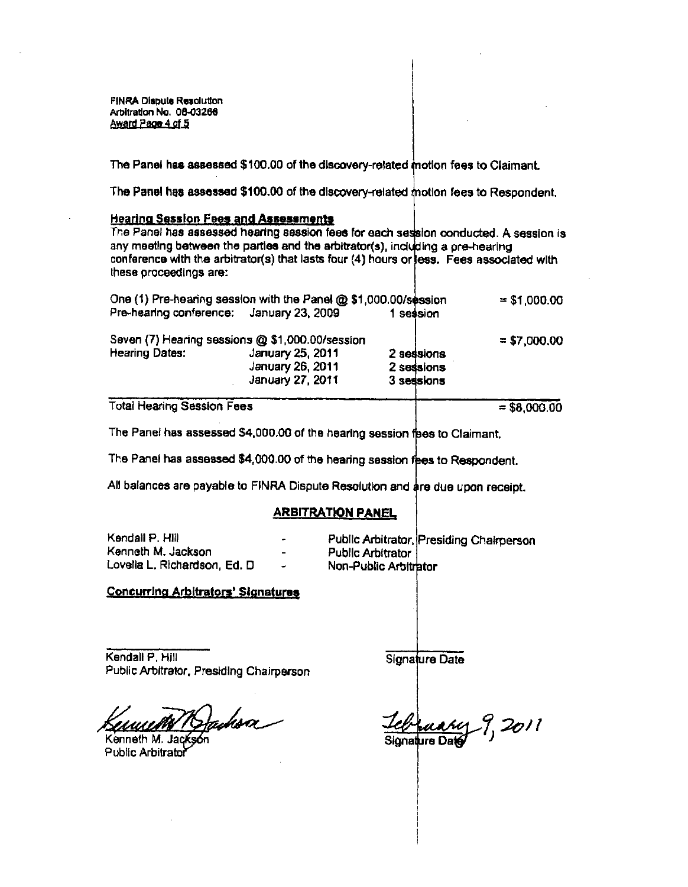FINRA Dispute Resolution
Arbitration No. 08-03266
Award Page 4 of 5

The Panel has assessed $100.00 of the discovery-related motion fees to Claimant.

The Panel has assessed $100.00 of the discovery-related motion fees to Respondent.

**Hearing Session Fees and Assessments**

The Panel has assessed hearing session fees for each session conducted. A session is any meeting between the parties and the arbitrator(s), including a pre-hearing conference with the arbitrator(s) that lasts four (4) hours or less. Fees associated with these proceedings are:

| | | | |
|---|---|---|---|
| One (1) Pre-hearing session with the Panel @ $1,000.00/session | | | = $1,000.00 |
| Pre-hearing conference: | January 23, 2009 | 1 session | |
| Seven (7) Hearing sessions @ $1,000.00/session | | | = $7,000.00 |
| Hearing Dates: | January 25, 2011 | 2 sessions | |
| | January 26, 2011 | 2 sessions | |
| | January 27, 2011 | 3 sessions | |
| Total Hearing Session Fees | | | = $8,000.00 |

The Panel has assessed $4,000.00 of the hearing session fees to Claimant.

The Panel has assessed $4,000.00 of the hearing session fees to Respondent.

All balances are payable to FINRA Dispute Resolution and are due upon receipt.

## ARBITRATION PANEL

| | | |
|---|---|---|
| Kendall P. Hill | - | Public Arbitrator, Presiding Chairperson |
| Kenneth M. Jackson | - | Public Arbitrator |
| Lovella L. Richardson, Ed. D | - | Non-Public Arbitrator |

**Concurring Arbitrators' Signatures**

\_\_\_\_\_\_\_\_\_\_\_\_\_\_\_\_\_\_\_\_
Kendall P. Hill
Public Arbitrator, Presiding Chairperson

\_\_\_\_\_\_\_\_\_\_\_\_\_\_\_\_\_\_\_\_
Signature Date

Kenneth M. Jackson
Kenneth M. Jackson
Public Arbitrator

February 9, 2011
Signature Date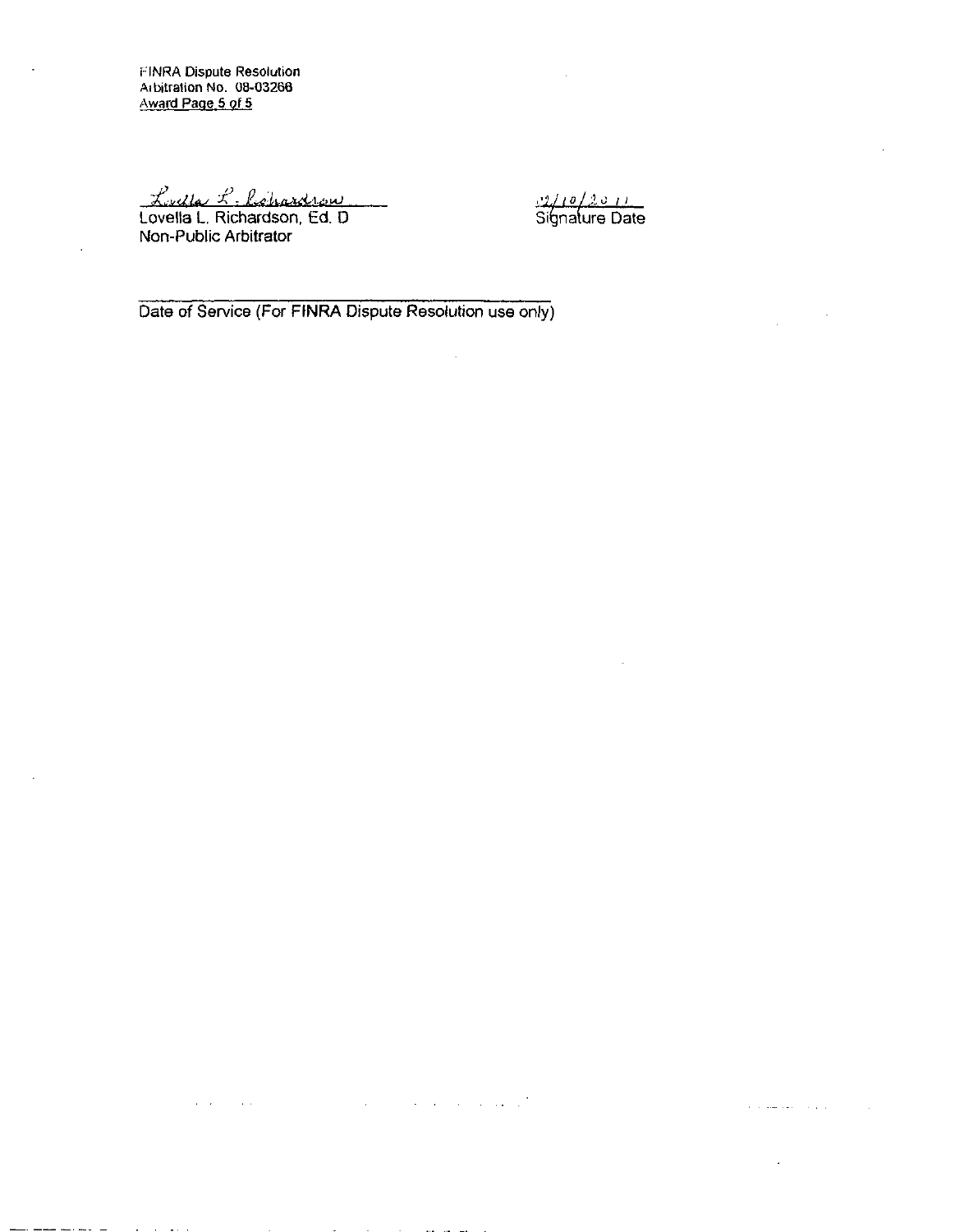Lovella L. Richardson

Lovella L. Richardson, Ed. D
Non-Public Arbitrator

02/10/2011
Signature Date

Date of Service (For FINRA Dispute Resolution use only)